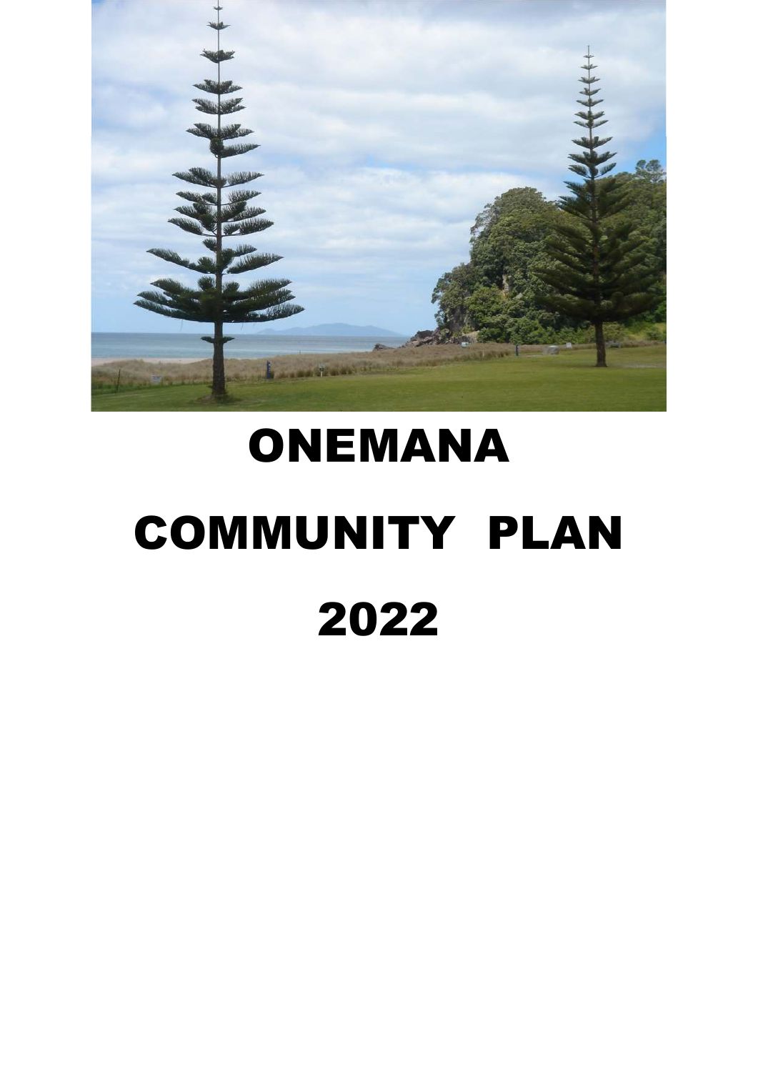# ONEMANA

# COMMUNITY PLAN

# 2022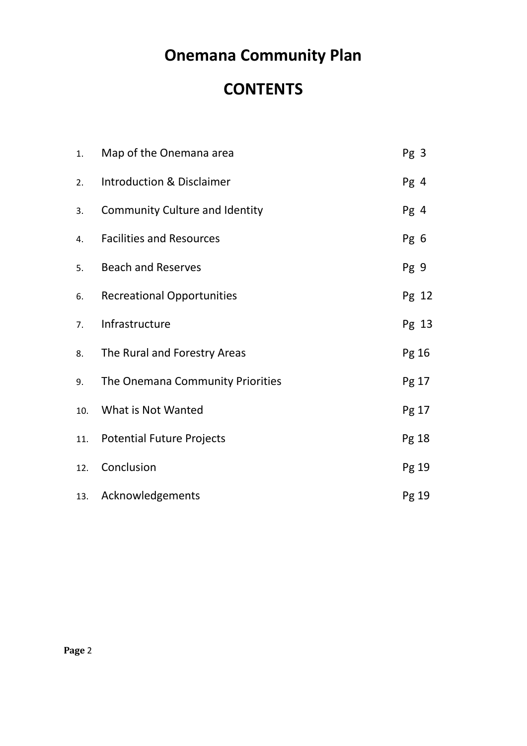# Onemana Community Plan

## CONTENTS

| | | |
|---|---|---|
| 1. | Map of the Onemana area | Pg 3 |
| 2. | Introduction & Disclaimer | Pg 4 |
| 3. | Community Culture and Identity | Pg 4 |
| 4. | Facilities and Resources | Pg 6 |
| 5. | Beach and Reserves | Pg 9 |
| 6. | Recreational Opportunities | Pg 12 |
| 7. | Infrastructure | Pg 13 |
| 8. | The Rural and Forestry Areas | Pg 16 |
| 9. | The Onemana Community Priorities | Pg 17 |
| 10. | What is Not Wanted | Pg 17 |
| 11. | Potential Future Projects | Pg 18 |
| 12. | Conclusion | Pg 19 |
| 13. | Acknowledgements | Pg 19 |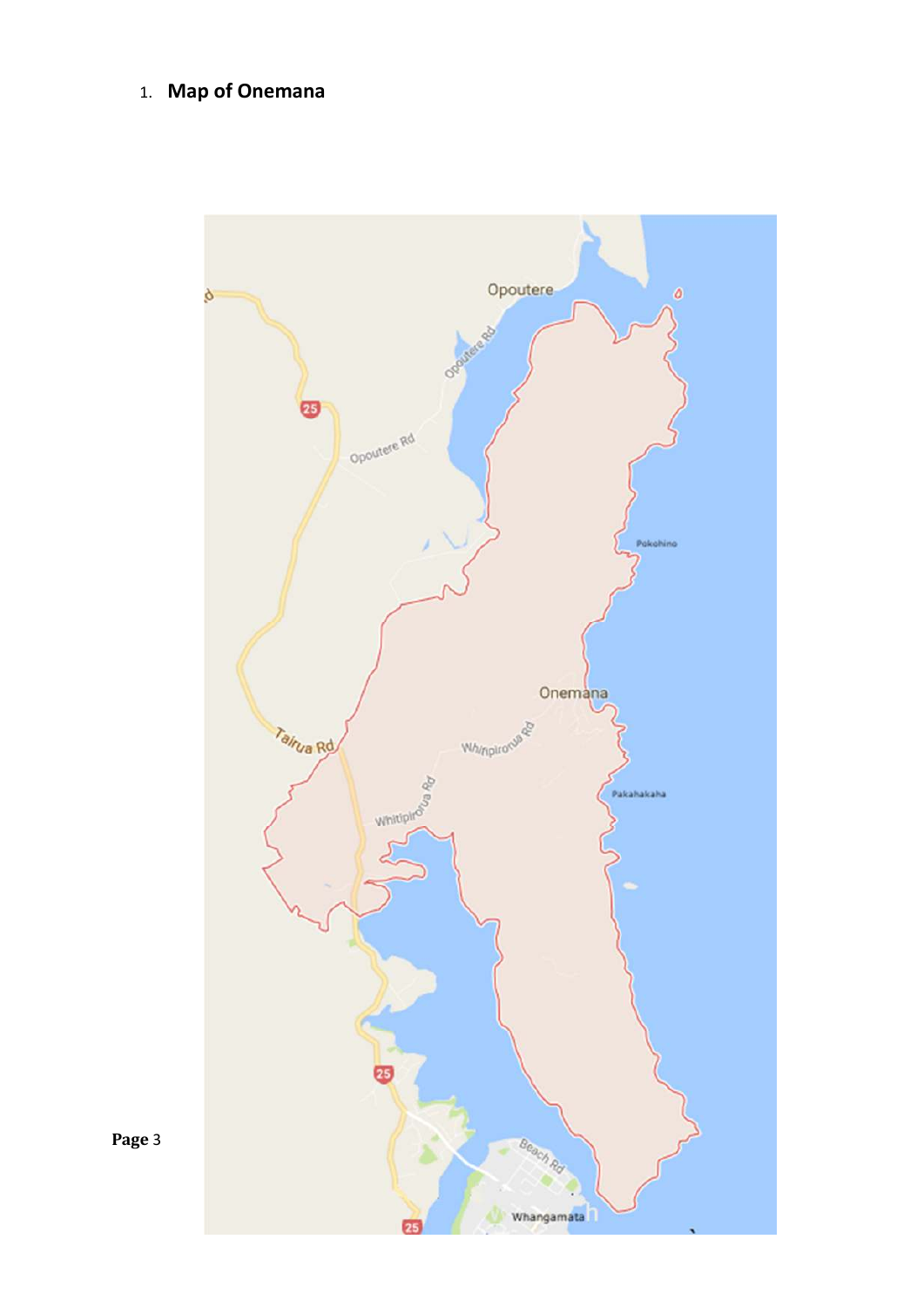1. **Map of Onemana**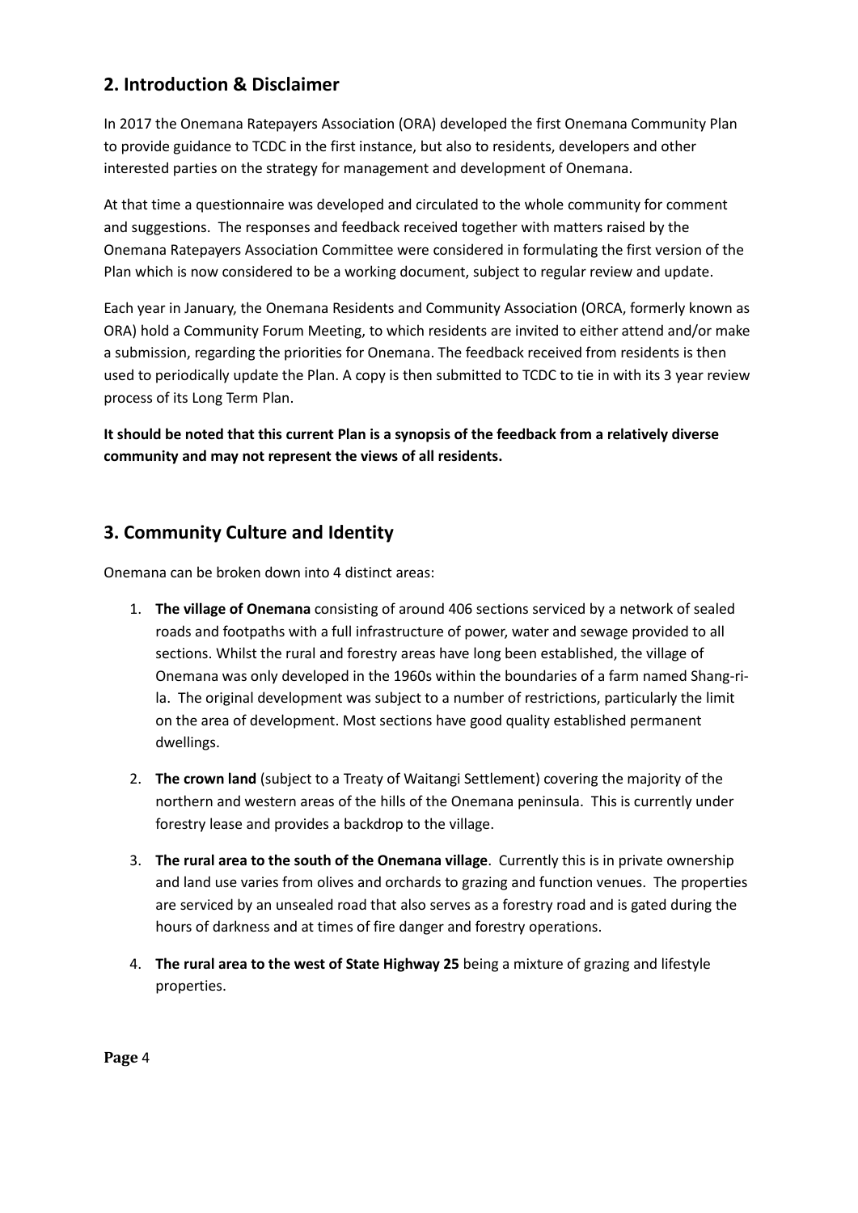## 2. Introduction & Disclaimer

In 2017 the Onemana Ratepayers Association (ORA) developed the first Onemana Community Plan to provide guidance to TCDC in the first instance, but also to residents, developers and other interested parties on the strategy for management and development of Onemana.

At that time a questionnaire was developed and circulated to the whole community for comment and suggestions. The responses and feedback received together with matters raised by the Onemana Ratepayers Association Committee were considered in formulating the first version of the Plan which is now considered to be a working document, subject to regular review and update.

Each year in January, the Onemana Residents and Community Association (ORCA, formerly known as ORA) hold a Community Forum Meeting, to which residents are invited to either attend and/or make a submission, regarding the priorities for Onemana. The feedback received from residents is then used to periodically update the Plan. A copy is then submitted to TCDC to tie in with its 3 year review process of its Long Term Plan.

**It should be noted that this current Plan is a synopsis of the feedback from a relatively diverse community and may not represent the views of all residents.**

## 3. Community Culture and Identity

Onemana can be broken down into 4 distinct areas:

1. **The village of Onemana** consisting of around 406 sections serviced by a network of sealed roads and footpaths with a full infrastructure of power, water and sewage provided to all sections. Whilst the rural and forestry areas have long been established, the village of Onemana was only developed in the 1960s within the boundaries of a farm named Shang-ri-la. The original development was subject to a number of restrictions, particularly the limit on the area of development. Most sections have good quality established permanent dwellings.

2. **The crown land** (subject to a Treaty of Waitangi Settlement) covering the majority of the northern and western areas of the hills of the Onemana peninsula. This is currently under forestry lease and provides a backdrop to the village.

3. **The rural area to the south of the Onemana village**. Currently this is in private ownership and land use varies from olives and orchards to grazing and function venues. The properties are serviced by an unsealed road that also serves as a forestry road and is gated during the hours of darkness and at times of fire danger and forestry operations.

4. **The rural area to the west of State Highway 25** being a mixture of grazing and lifestyle properties.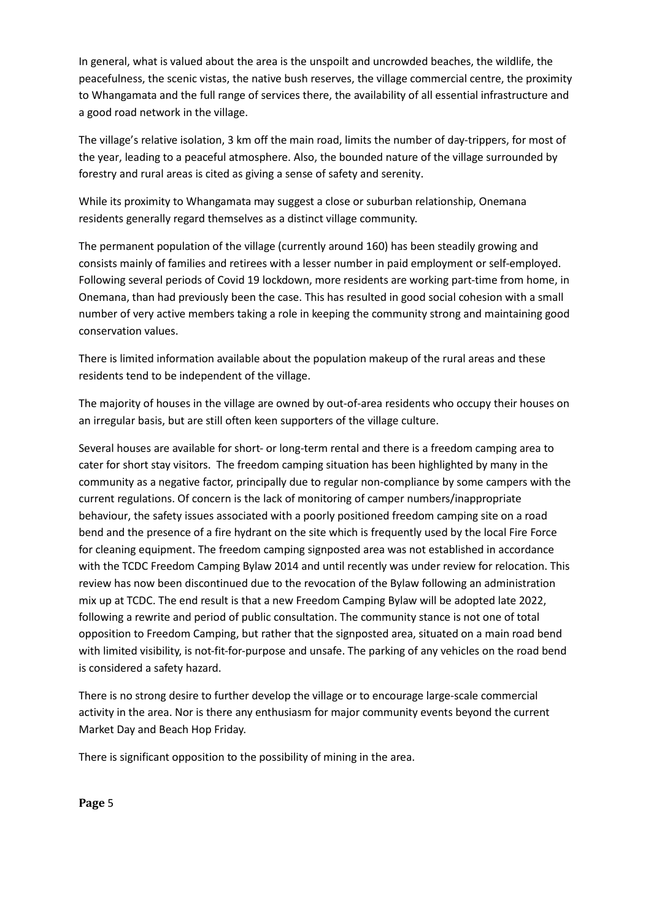In general, what is valued about the area is the unspoilt and uncrowded beaches, the wildlife, the peacefulness, the scenic vistas, the native bush reserves, the village commercial centre, the proximity to Whangamata and the full range of services there, the availability of all essential infrastructure and a good road network in the village.

The village's relative isolation, 3 km off the main road, limits the number of day-trippers, for most of the year, leading to a peaceful atmosphere. Also, the bounded nature of the village surrounded by forestry and rural areas is cited as giving a sense of safety and serenity.

While its proximity to Whangamata may suggest a close or suburban relationship, Onemana residents generally regard themselves as a distinct village community.

The permanent population of the village (currently around 160) has been steadily growing and consists mainly of families and retirees with a lesser number in paid employment or self-employed. Following several periods of Covid 19 lockdown, more residents are working part-time from home, in Onemana, than had previously been the case. This has resulted in good social cohesion with a small number of very active members taking a role in keeping the community strong and maintaining good conservation values.

There is limited information available about the population makeup of the rural areas and these residents tend to be independent of the village.

The majority of houses in the village are owned by out-of-area residents who occupy their houses on an irregular basis, but are still often keen supporters of the village culture.

Several houses are available for short- or long-term rental and there is a freedom camping area to cater for short stay visitors. The freedom camping situation has been highlighted by many in the community as a negative factor, principally due to regular non-compliance by some campers with the current regulations. Of concern is the lack of monitoring of camper numbers/inappropriate behaviour, the safety issues associated with a poorly positioned freedom camping site on a road bend and the presence of a fire hydrant on the site which is frequently used by the local Fire Force for cleaning equipment. The freedom camping signposted area was not established in accordance with the TCDC Freedom Camping Bylaw 2014 and until recently was under review for relocation. This review has now been discontinued due to the revocation of the Bylaw following an administration mix up at TCDC. The end result is that a new Freedom Camping Bylaw will be adopted late 2022, following a rewrite and period of public consultation. The community stance is not one of total opposition to Freedom Camping, but rather that the signposted area, situated on a main road bend with limited visibility, is not-fit-for-purpose and unsafe. The parking of any vehicles on the road bend is considered a safety hazard.

There is no strong desire to further develop the village or to encourage large-scale commercial activity in the area. Nor is there any enthusiasm for major community events beyond the current Market Day and Beach Hop Friday.

There is significant opposition to the possibility of mining in the area.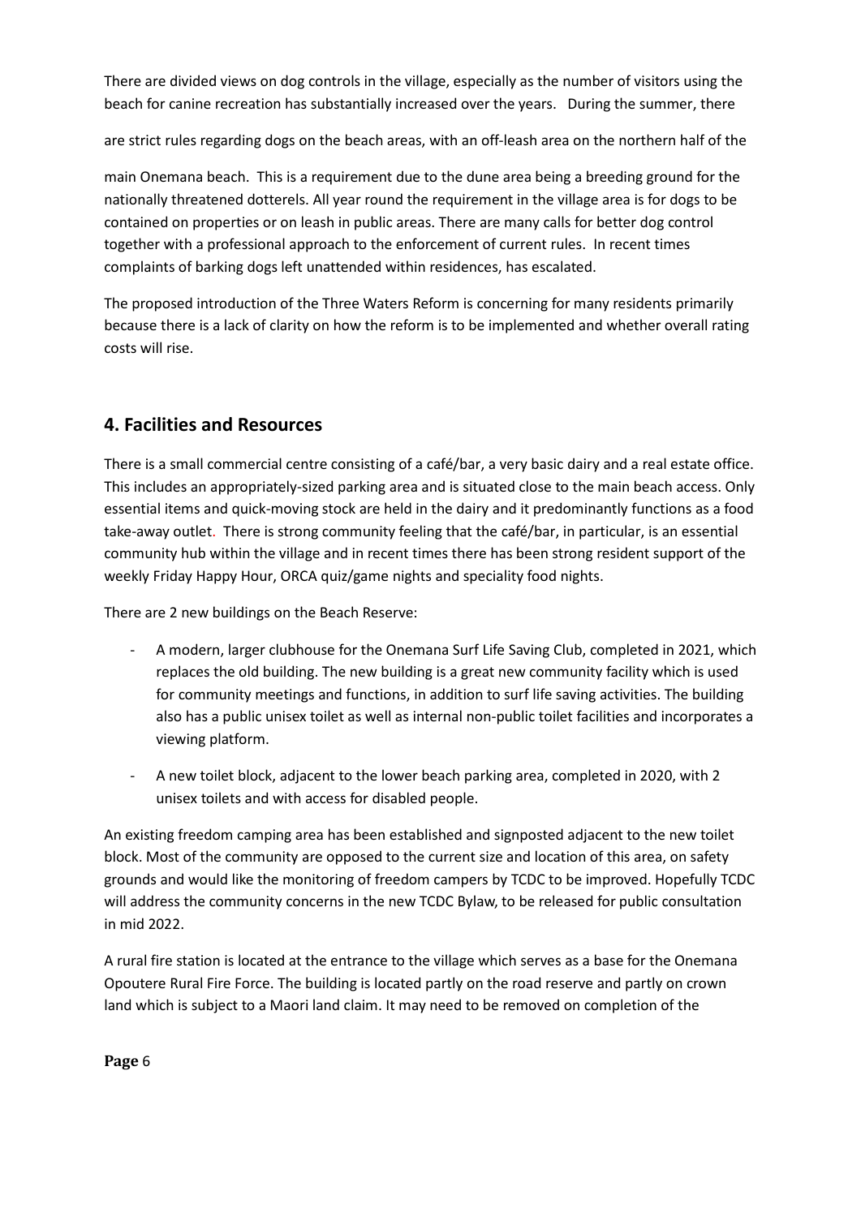There are divided views on dog controls in the village, especially as the number of visitors using the beach for canine recreation has substantially increased over the years. During the summer, there are strict rules regarding dogs on the beach areas, with an off-leash area on the northern half of the main Onemana beach. This is a requirement due to the dune area being a breeding ground for the nationally threatened dotterels. All year round the requirement in the village area is for dogs to be contained on properties or on leash in public areas. There are many calls for better dog control together with a professional approach to the enforcement of current rules. In recent times complaints of barking dogs left unattended within residences, has escalated.

The proposed introduction of the Three Waters Reform is concerning for many residents primarily because there is a lack of clarity on how the reform is to be implemented and whether overall rating costs will rise.

## 4. Facilities and Resources

There is a small commercial centre consisting of a café/bar, a very basic dairy and a real estate office. This includes an appropriately-sized parking area and is situated close to the main beach access. Only essential items and quick-moving stock are held in the dairy and it predominantly functions as a food take-away outlet. There is strong community feeling that the café/bar, in particular, is an essential community hub within the village and in recent times there has been strong resident support of the weekly Friday Happy Hour, ORCA quiz/game nights and speciality food nights.

There are 2 new buildings on the Beach Reserve:

- A modern, larger clubhouse for the Onemana Surf Life Saving Club, completed in 2021, which replaces the old building. The new building is a great new community facility which is used for community meetings and functions, in addition to surf life saving activities. The building also has a public unisex toilet as well as internal non-public toilet facilities and incorporates a viewing platform.
- A new toilet block, adjacent to the lower beach parking area, completed in 2020, with 2 unisex toilets and with access for disabled people.

An existing freedom camping area has been established and signposted adjacent to the new toilet block. Most of the community are opposed to the current size and location of this area, on safety grounds and would like the monitoring of freedom campers by TCDC to be improved. Hopefully TCDC will address the community concerns in the new TCDC Bylaw, to be released for public consultation in mid 2022.

A rural fire station is located at the entrance to the village which serves as a base for the Onemana Opoutere Rural Fire Force. The building is located partly on the road reserve and partly on crown land which is subject to a Maori land claim. It may need to be removed on completion of the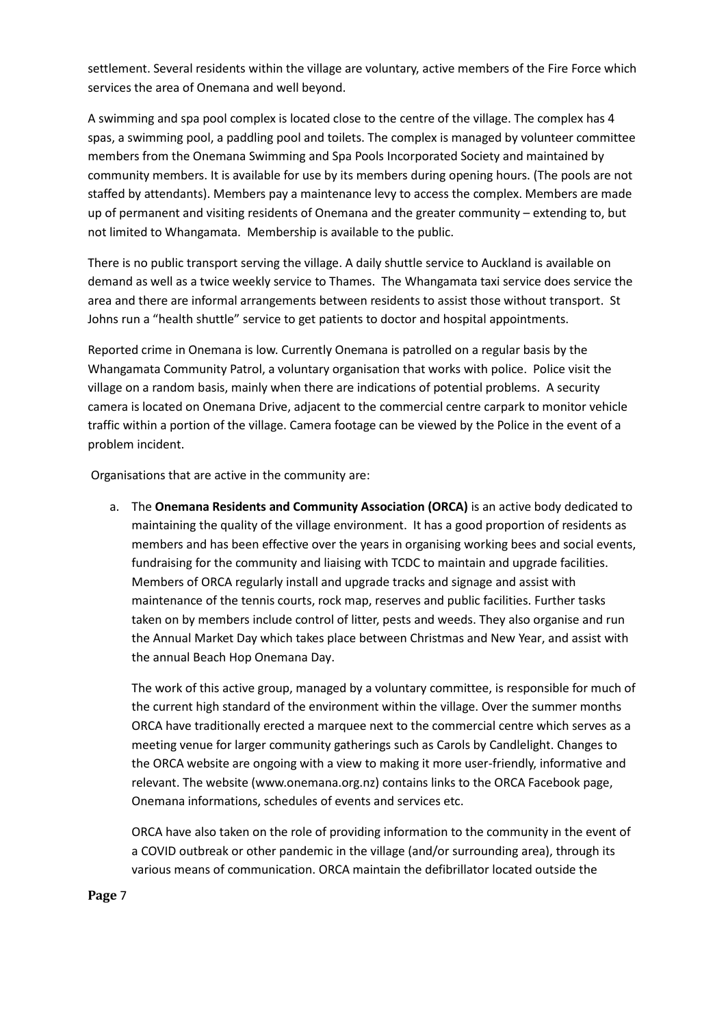settlement. Several residents within the village are voluntary, active members of the Fire Force which services the area of Onemana and well beyond.

A swimming and spa pool complex is located close to the centre of the village. The complex has 4 spas, a swimming pool, a paddling pool and toilets. The complex is managed by volunteer committee members from the Onemana Swimming and Spa Pools Incorporated Society and maintained by community members. It is available for use by its members during opening hours. (The pools are not staffed by attendants). Members pay a maintenance levy to access the complex. Members are made up of permanent and visiting residents of Onemana and the greater community – extending to, but not limited to Whangamata. Membership is available to the public.

There is no public transport serving the village. A daily shuttle service to Auckland is available on demand as well as a twice weekly service to Thames. The Whangamata taxi service does service the area and there are informal arrangements between residents to assist those without transport. St Johns run a "health shuttle" service to get patients to doctor and hospital appointments.

Reported crime in Onemana is low. Currently Onemana is patrolled on a regular basis by the Whangamata Community Patrol, a voluntary organisation that works with police. Police visit the village on a random basis, mainly when there are indications of potential problems. A security camera is located on Onemana Drive, adjacent to the commercial centre carpark to monitor vehicle traffic within a portion of the village. Camera footage can be viewed by the Police in the event of a problem incident.

Organisations that are active in the community are:

a. The **Onemana Residents and Community Association (ORCA)** is an active body dedicated to maintaining the quality of the village environment. It has a good proportion of residents as members and has been effective over the years in organising working bees and social events, fundraising for the community and liaising with TCDC to maintain and upgrade facilities. Members of ORCA regularly install and upgrade tracks and signage and assist with maintenance of the tennis courts, rock map, reserves and public facilities. Further tasks taken on by members include control of litter, pests and weeds. They also organise and run the Annual Market Day which takes place between Christmas and New Year, and assist with the annual Beach Hop Onemana Day.

   The work of this active group, managed by a voluntary committee, is responsible for much of the current high standard of the environment within the village. Over the summer months ORCA have traditionally erected a marquee next to the commercial centre which serves as a meeting venue for larger community gatherings such as Carols by Candlelight. Changes to the ORCA website are ongoing with a view to making it more user-friendly, informative and relevant. The website (www.onemana.org.nz) contains links to the ORCA Facebook page, Onemana informations, schedules of events and services etc.

   ORCA have also taken on the role of providing information to the community in the event of a COVID outbreak or other pandemic in the village (and/or surrounding area), through its various means of communication. ORCA maintain the defibrillator located outside the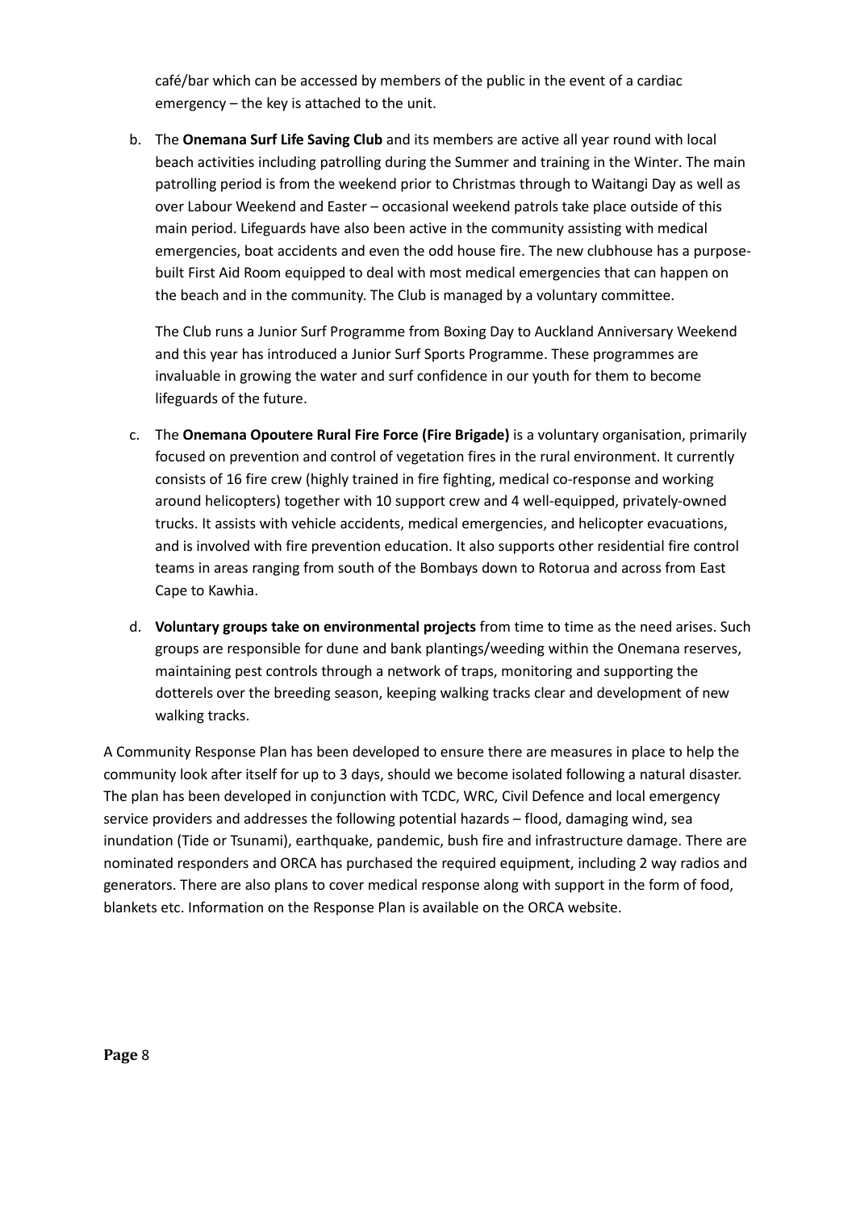café/bar which can be accessed by members of the public in the event of a cardiac emergency – the key is attached to the unit.

b. The **Onemana Surf Life Saving Club** and its members are active all year round with local beach activities including patrolling during the Summer and training in the Winter. The main patrolling period is from the weekend prior to Christmas through to Waitangi Day as well as over Labour Weekend and Easter – occasional weekend patrols take place outside of this main period. Lifeguards have also been active in the community assisting with medical emergencies, boat accidents and even the odd house fire. The new clubhouse has a purpose-built First Aid Room equipped to deal with most medical emergencies that can happen on the beach and in the community. The Club is managed by a voluntary committee.

   The Club runs a Junior Surf Programme from Boxing Day to Auckland Anniversary Weekend and this year has introduced a Junior Surf Sports Programme. These programmes are invaluable in growing the water and surf confidence in our youth for them to become lifeguards of the future.

c. The **Onemana Opoutere Rural Fire Force (Fire Brigade)** is a voluntary organisation, primarily focused on prevention and control of vegetation fires in the rural environment. It currently consists of 16 fire crew (highly trained in fire fighting, medical co-response and working around helicopters) together with 10 support crew and 4 well-equipped, privately-owned trucks. It assists with vehicle accidents, medical emergencies, and helicopter evacuations, and is involved with fire prevention education. It also supports other residential fire control teams in areas ranging from south of the Bombays down to Rotorua and across from East Cape to Kawhia.

d. **Voluntary groups take on environmental projects** from time to time as the need arises. Such groups are responsible for dune and bank plantings/weeding within the Onemana reserves, maintaining pest controls through a network of traps, monitoring and supporting the dotterels over the breeding season, keeping walking tracks clear and development of new walking tracks.

A Community Response Plan has been developed to ensure there are measures in place to help the community look after itself for up to 3 days, should we become isolated following a natural disaster. The plan has been developed in conjunction with TCDC, WRC, Civil Defence and local emergency service providers and addresses the following potential hazards – flood, damaging wind, sea inundation (Tide or Tsunami), earthquake, pandemic, bush fire and infrastructure damage. There are nominated responders and ORCA has purchased the required equipment, including 2 way radios and generators. There are also plans to cover medical response along with support in the form of food, blankets etc. Information on the Response Plan is available on the ORCA website.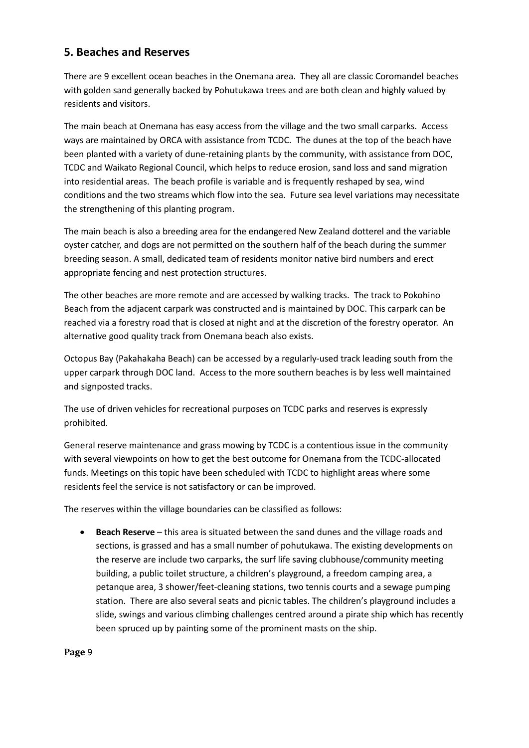## 5. Beaches and Reserves

There are 9 excellent ocean beaches in the Onemana area. They all are classic Coromandel beaches with golden sand generally backed by Pohutukawa trees and are both clean and highly valued by residents and visitors.

The main beach at Onemana has easy access from the village and the two small carparks. Access ways are maintained by ORCA with assistance from TCDC. The dunes at the top of the beach have been planted with a variety of dune-retaining plants by the community, with assistance from DOC, TCDC and Waikato Regional Council, which helps to reduce erosion, sand loss and sand migration into residential areas. The beach profile is variable and is frequently reshaped by sea, wind conditions and the two streams which flow into the sea. Future sea level variations may necessitate the strengthening of this planting program.

The main beach is also a breeding area for the endangered New Zealand dotterel and the variable oyster catcher, and dogs are not permitted on the southern half of the beach during the summer breeding season. A small, dedicated team of residents monitor native bird numbers and erect appropriate fencing and nest protection structures.

The other beaches are more remote and are accessed by walking tracks. The track to Pokohino Beach from the adjacent carpark was constructed and is maintained by DOC. This carpark can be reached via a forestry road that is closed at night and at the discretion of the forestry operator. An alternative good quality track from Onemana beach also exists.

Octopus Bay (Pakahakaha Beach) can be accessed by a regularly-used track leading south from the upper carpark through DOC land. Access to the more southern beaches is by less well maintained and signposted tracks.

The use of driven vehicles for recreational purposes on TCDC parks and reserves is expressly prohibited.

General reserve maintenance and grass mowing by TCDC is a contentious issue in the community with several viewpoints on how to get the best outcome for Onemana from the TCDC-allocated funds. Meetings on this topic have been scheduled with TCDC to highlight areas where some residents feel the service is not satisfactory or can be improved.

The reserves within the village boundaries can be classified as follows:

- **Beach Reserve** – this area is situated between the sand dunes and the village roads and sections, is grassed and has a small number of pohutukawa. The existing developments on the reserve are include two carparks, the surf life saving clubhouse/community meeting building, a public toilet structure, a children's playground, a freedom camping area, a petanque area, 3 shower/feet-cleaning stations, two tennis courts and a sewage pumping station. There are also several seats and picnic tables. The children's playground includes a slide, swings and various climbing challenges centred around a pirate ship which has recently been spruced up by painting some of the prominent masts on the ship.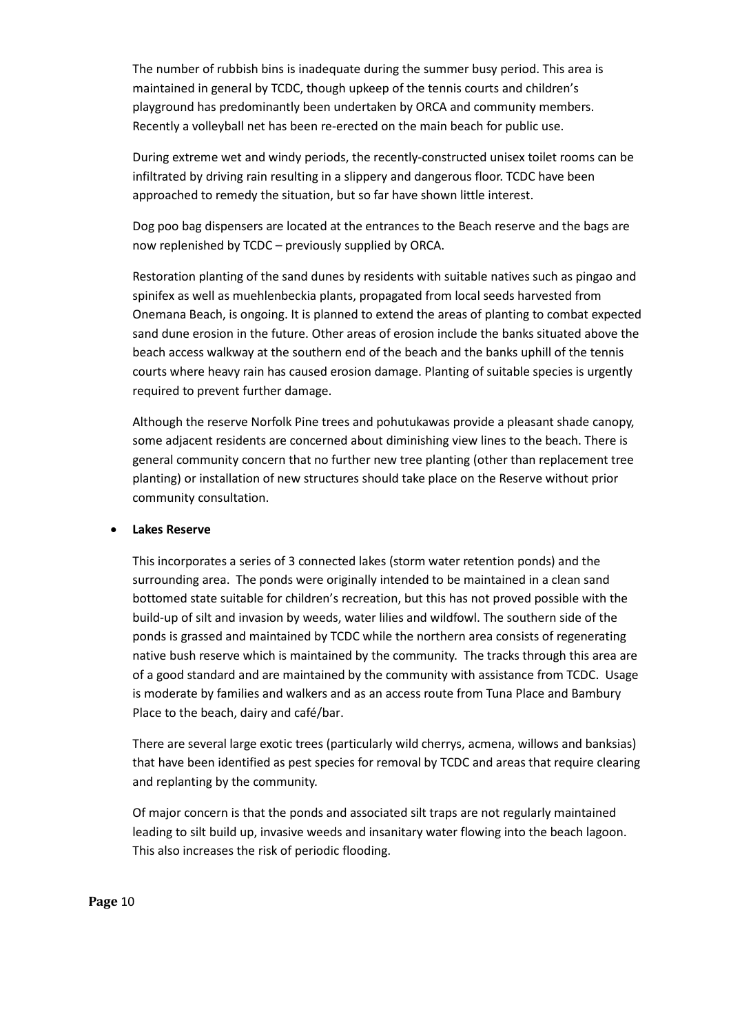The number of rubbish bins is inadequate during the summer busy period. This area is maintained in general by TCDC, though upkeep of the tennis courts and children's playground has predominantly been undertaken by ORCA and community members. Recently a volleyball net has been re-erected on the main beach for public use.

During extreme wet and windy periods, the recently-constructed unisex toilet rooms can be infiltrated by driving rain resulting in a slippery and dangerous floor. TCDC have been approached to remedy the situation, but so far have shown little interest.

Dog poo bag dispensers are located at the entrances to the Beach reserve and the bags are now replenished by TCDC – previously supplied by ORCA.

Restoration planting of the sand dunes by residents with suitable natives such as pingao and spinifex as well as muehlenbeckia plants, propagated from local seeds harvested from Onemana Beach, is ongoing. It is planned to extend the areas of planting to combat expected sand dune erosion in the future. Other areas of erosion include the banks situated above the beach access walkway at the southern end of the beach and the banks uphill of the tennis courts where heavy rain has caused erosion damage. Planting of suitable species is urgently required to prevent further damage.

Although the reserve Norfolk Pine trees and pohutukawas provide a pleasant shade canopy, some adjacent residents are concerned about diminishing view lines to the beach. There is general community concern that no further new tree planting (other than replacement tree planting) or installation of new structures should take place on the Reserve without prior community consultation.

- **Lakes Reserve**

  This incorporates a series of 3 connected lakes (storm water retention ponds) and the surrounding area. The ponds were originally intended to be maintained in a clean sand bottomed state suitable for children's recreation, but this has not proved possible with the build-up of silt and invasion by weeds, water lilies and wildfowl. The southern side of the ponds is grassed and maintained by TCDC while the northern area consists of regenerating native bush reserve which is maintained by the community. The tracks through this area are of a good standard and are maintained by the community with assistance from TCDC. Usage is moderate by families and walkers and as an access route from Tuna Place and Bambury Place to the beach, dairy and café/bar.

  There are several large exotic trees (particularly wild cherrys, acmena, willows and banksias) that have been identified as pest species for removal by TCDC and areas that require clearing and replanting by the community.

  Of major concern is that the ponds and associated silt traps are not regularly maintained leading to silt build up, invasive weeds and insanitary water flowing into the beach lagoon. This also increases the risk of periodic flooding.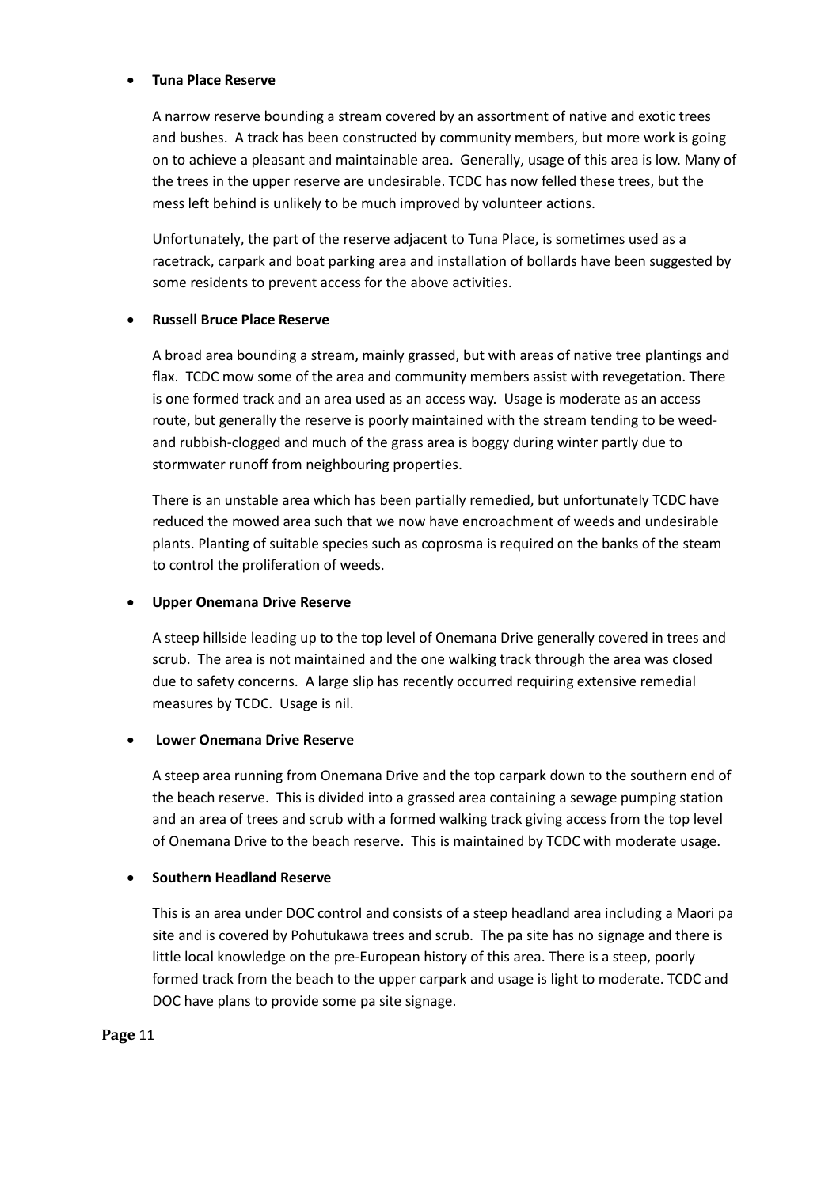- **Tuna Place Reserve**

  A narrow reserve bounding a stream covered by an assortment of native and exotic trees and bushes. A track has been constructed by community members, but more work is going on to achieve a pleasant and maintainable area. Generally, usage of this area is low. Many of the trees in the upper reserve are undesirable. TCDC has now felled these trees, but the mess left behind is unlikely to be much improved by volunteer actions.

  Unfortunately, the part of the reserve adjacent to Tuna Place, is sometimes used as a racetrack, carpark and boat parking area and installation of bollards have been suggested by some residents to prevent access for the above activities.

- **Russell Bruce Place Reserve**

  A broad area bounding a stream, mainly grassed, but with areas of native tree plantings and flax. TCDC mow some of the area and community members assist with revegetation. There is one formed track and an area used as an access way. Usage is moderate as an access route, but generally the reserve is poorly maintained with the stream tending to be weed- and rubbish-clogged and much of the grass area is boggy during winter partly due to stormwater runoff from neighbouring properties.

  There is an unstable area which has been partially remedied, but unfortunately TCDC have reduced the mowed area such that we now have encroachment of weeds and undesirable plants. Planting of suitable species such as coprosma is required on the banks of the steam to control the proliferation of weeds.

- **Upper Onemana Drive Reserve**

  A steep hillside leading up to the top level of Onemana Drive generally covered in trees and scrub. The area is not maintained and the one walking track through the area was closed due to safety concerns. A large slip has recently occurred requiring extensive remedial measures by TCDC. Usage is nil.

- **Lower Onemana Drive Reserve**

  A steep area running from Onemana Drive and the top carpark down to the southern end of the beach reserve. This is divided into a grassed area containing a sewage pumping station and an area of trees and scrub with a formed walking track giving access from the top level of Onemana Drive to the beach reserve. This is maintained by TCDC with moderate usage.

- **Southern Headland Reserve**

  This is an area under DOC control and consists of a steep headland area including a Maori pa site and is covered by Pohutukawa trees and scrub. The pa site has no signage and there is little local knowledge on the pre-European history of this area. There is a steep, poorly formed track from the beach to the upper carpark and usage is light to moderate. TCDC and DOC have plans to provide some pa site signage.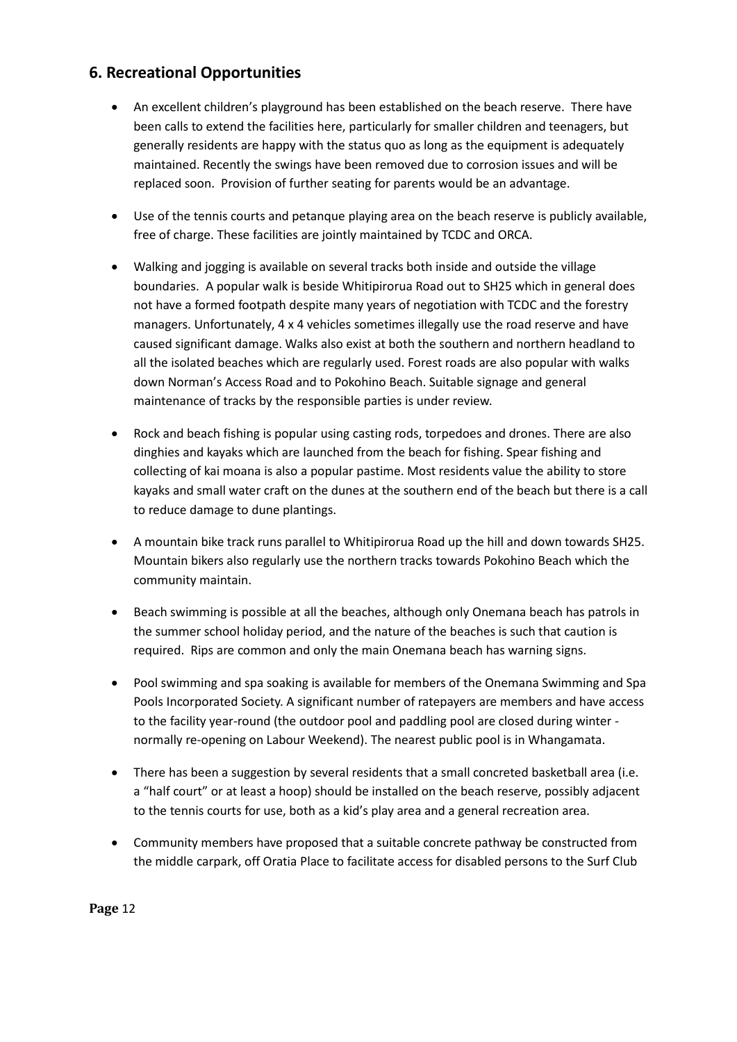## 6. Recreational Opportunities

- An excellent children's playground has been established on the beach reserve. There have been calls to extend the facilities here, particularly for smaller children and teenagers, but generally residents are happy with the status quo as long as the equipment is adequately maintained. Recently the swings have been removed due to corrosion issues and will be replaced soon. Provision of further seating for parents would be an advantage.
- Use of the tennis courts and petanque playing area on the beach reserve is publicly available, free of charge. These facilities are jointly maintained by TCDC and ORCA.
- Walking and jogging is available on several tracks both inside and outside the village boundaries. A popular walk is beside Whitipirorua Road out to SH25 which in general does not have a formed footpath despite many years of negotiation with TCDC and the forestry managers. Unfortunately, 4 x 4 vehicles sometimes illegally use the road reserve and have caused significant damage. Walks also exist at both the southern and northern headland to all the isolated beaches which are regularly used. Forest roads are also popular with walks down Norman's Access Road and to Pokohino Beach. Suitable signage and general maintenance of tracks by the responsible parties is under review.
- Rock and beach fishing is popular using casting rods, torpedoes and drones. There are also dinghies and kayaks which are launched from the beach for fishing. Spear fishing and collecting of kai moana is also a popular pastime. Most residents value the ability to store kayaks and small water craft on the dunes at the southern end of the beach but there is a call to reduce damage to dune plantings.
- A mountain bike track runs parallel to Whitipirorua Road up the hill and down towards SH25. Mountain bikers also regularly use the northern tracks towards Pokohino Beach which the community maintain.
- Beach swimming is possible at all the beaches, although only Onemana beach has patrols in the summer school holiday period, and the nature of the beaches is such that caution is required. Rips are common and only the main Onemana beach has warning signs.
- Pool swimming and spa soaking is available for members of the Onemana Swimming and Spa Pools Incorporated Society. A significant number of ratepayers are members and have access to the facility year-round (the outdoor pool and paddling pool are closed during winter - normally re-opening on Labour Weekend). The nearest public pool is in Whangamata.
- There has been a suggestion by several residents that a small concreted basketball area (i.e. a "half court" or at least a hoop) should be installed on the beach reserve, possibly adjacent to the tennis courts for use, both as a kid's play area and a general recreation area.
- Community members have proposed that a suitable concrete pathway be constructed from the middle carpark, off Oratia Place to facilitate access for disabled persons to the Surf Club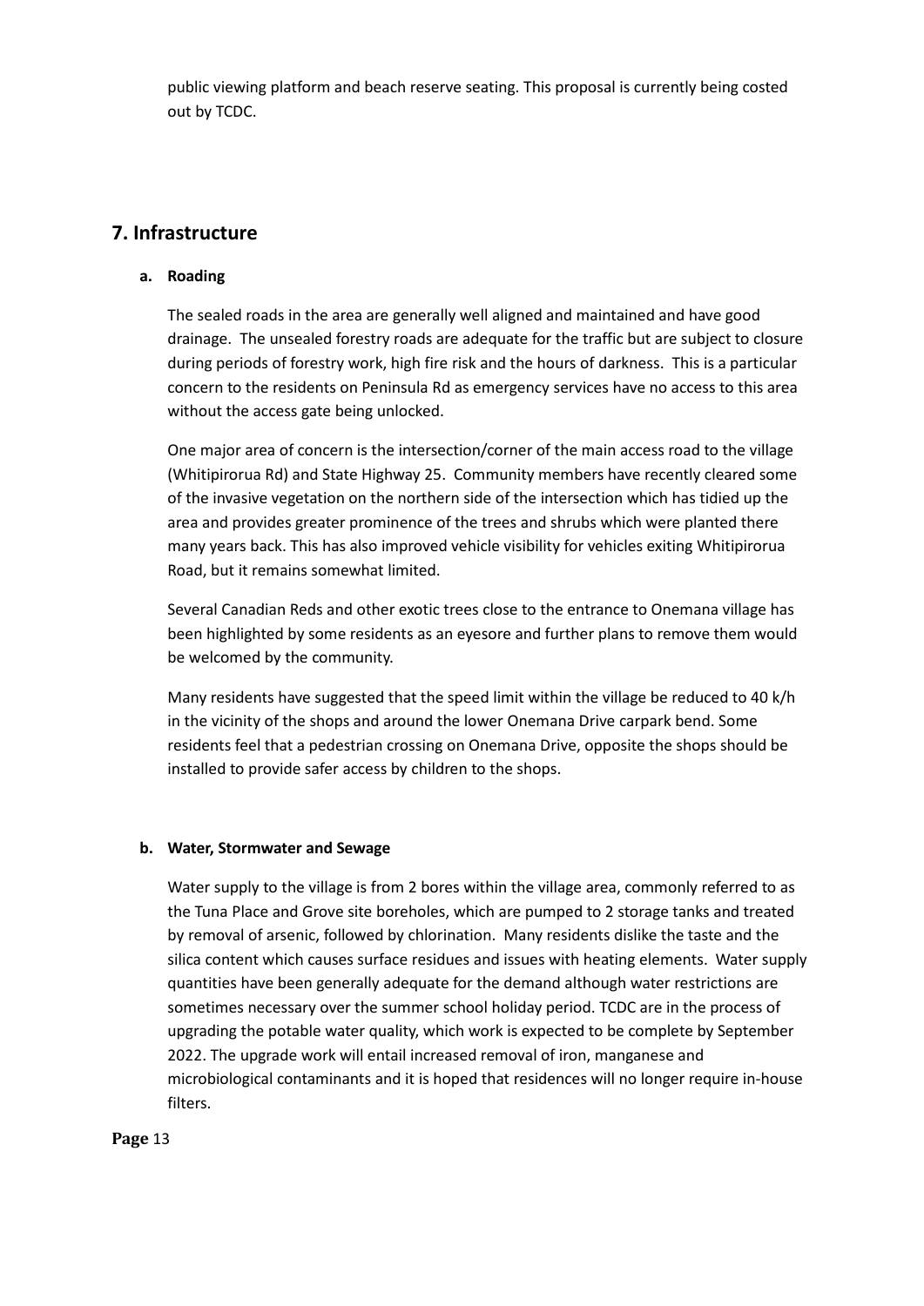public viewing platform and beach reserve seating. This proposal is currently being costed out by TCDC.

## 7. Infrastructure

### a. Roading

The sealed roads in the area are generally well aligned and maintained and have good drainage. The unsealed forestry roads are adequate for the traffic but are subject to closure during periods of forestry work, high fire risk and the hours of darkness. This is a particular concern to the residents on Peninsula Rd as emergency services have no access to this area without the access gate being unlocked.

One major area of concern is the intersection/corner of the main access road to the village (Whitipirorua Rd) and State Highway 25. Community members have recently cleared some of the invasive vegetation on the northern side of the intersection which has tidied up the area and provides greater prominence of the trees and shrubs which were planted there many years back. This has also improved vehicle visibility for vehicles exiting Whitipirorua Road, but it remains somewhat limited.

Several Canadian Reds and other exotic trees close to the entrance to Onemana village has been highlighted by some residents as an eyesore and further plans to remove them would be welcomed by the community.

Many residents have suggested that the speed limit within the village be reduced to 40 k/h in the vicinity of the shops and around the lower Onemana Drive carpark bend. Some residents feel that a pedestrian crossing on Onemana Drive, opposite the shops should be installed to provide safer access by children to the shops.

### b. Water, Stormwater and Sewage

Water supply to the village is from 2 bores within the village area, commonly referred to as the Tuna Place and Grove site boreholes, which are pumped to 2 storage tanks and treated by removal of arsenic, followed by chlorination. Many residents dislike the taste and the silica content which causes surface residues and issues with heating elements. Water supply quantities have been generally adequate for the demand although water restrictions are sometimes necessary over the summer school holiday period. TCDC are in the process of upgrading the potable water quality, which work is expected to be complete by September 2022. The upgrade work will entail increased removal of iron, manganese and microbiological contaminants and it is hoped that residences will no longer require in-house filters.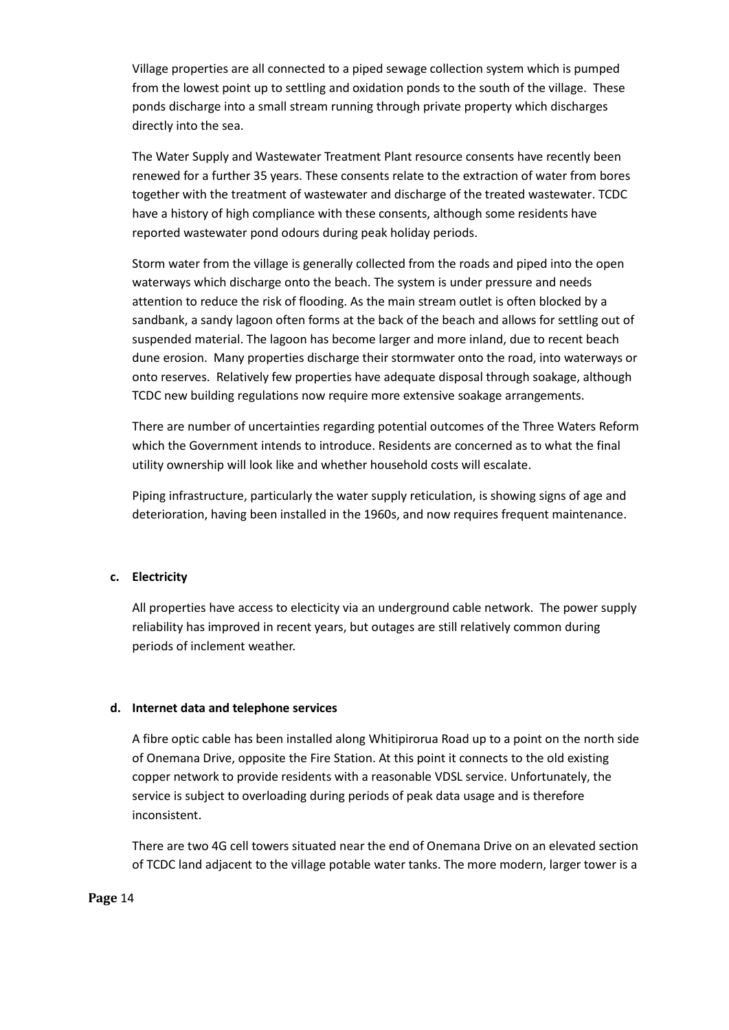Village properties are all connected to a piped sewage collection system which is pumped from the lowest point up to settling and oxidation ponds to the south of the village. These ponds discharge into a small stream running through private property which discharges directly into the sea.

The Water Supply and Wastewater Treatment Plant resource consents have recently been renewed for a further 35 years. These consents relate to the extraction of water from bores together with the treatment of wastewater and discharge of the treated wastewater. TCDC have a history of high compliance with these consents, although some residents have reported wastewater pond odours during peak holiday periods.

Storm water from the village is generally collected from the roads and piped into the open waterways which discharge onto the beach. The system is under pressure and needs attention to reduce the risk of flooding. As the main stream outlet is often blocked by a sandbank, a sandy lagoon often forms at the back of the beach and allows for settling out of suspended material. The lagoon has become larger and more inland, due to recent beach dune erosion. Many properties discharge their stormwater onto the road, into waterways or onto reserves. Relatively few properties have adequate disposal through soakage, although TCDC new building regulations now require more extensive soakage arrangements.

There are number of uncertainties regarding potential outcomes of the Three Waters Reform which the Government intends to introduce. Residents are concerned as to what the final utility ownership will look like and whether household costs will escalate.

Piping infrastructure, particularly the water supply reticulation, is showing signs of age and deterioration, having been installed in the 1960s, and now requires frequent maintenance.

**c. Electricity**

All properties have access to electicity via an underground cable network. The power supply reliability has improved in recent years, but outages are still relatively common during periods of inclement weather.

**d. Internet data and telephone services**

A fibre optic cable has been installed along Whitipirorua Road up to a point on the north side of Onemana Drive, opposite the Fire Station. At this point it connects to the old existing copper network to provide residents with a reasonable VDSL service. Unfortunately, the service is subject to overloading during periods of peak data usage and is therefore inconsistent.

There are two 4G cell towers situated near the end of Onemana Drive on an elevated section of TCDC land adjacent to the village potable water tanks. The more modern, larger tower is a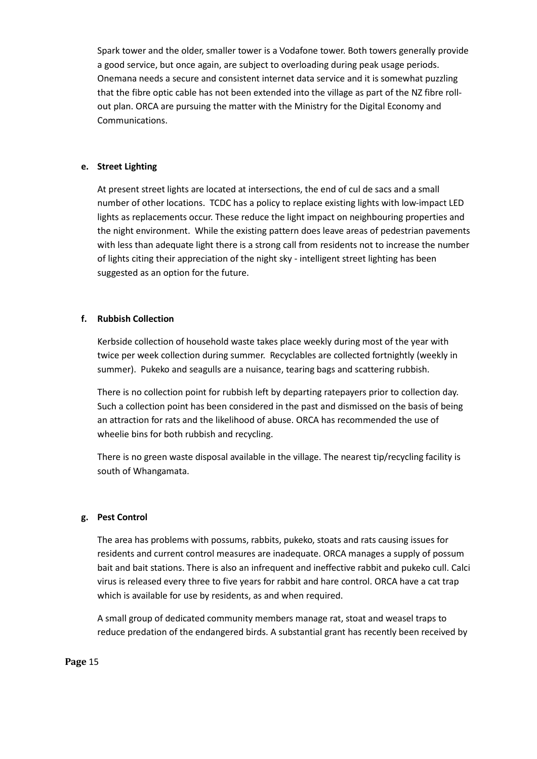Spark tower and the older, smaller tower is a Vodafone tower. Both towers generally provide a good service, but once again, are subject to overloading during peak usage periods. Onemana needs a secure and consistent internet data service and it is somewhat puzzling that the fibre optic cable has not been extended into the village as part of the NZ fibre roll-out plan. ORCA are pursuing the matter with the Ministry for the Digital Economy and Communications.

**e. Street Lighting**

At present street lights are located at intersections, the end of cul de sacs and a small number of other locations. TCDC has a policy to replace existing lights with low-impact LED lights as replacements occur. These reduce the light impact on neighbouring properties and the night environment. While the existing pattern does leave areas of pedestrian pavements with less than adequate light there is a strong call from residents not to increase the number of lights citing their appreciation of the night sky - intelligent street lighting has been suggested as an option for the future.

**f. Rubbish Collection**

Kerbside collection of household waste takes place weekly during most of the year with twice per week collection during summer. Recyclables are collected fortnightly (weekly in summer). Pukeko and seagulls are a nuisance, tearing bags and scattering rubbish.

There is no collection point for rubbish left by departing ratepayers prior to collection day. Such a collection point has been considered in the past and dismissed on the basis of being an attraction for rats and the likelihood of abuse. ORCA has recommended the use of wheelie bins for both rubbish and recycling.

There is no green waste disposal available in the village. The nearest tip/recycling facility is south of Whangamata.

**g. Pest Control**

The area has problems with possums, rabbits, pukeko, stoats and rats causing issues for residents and current control measures are inadequate. ORCA manages a supply of possum bait and bait stations. There is also an infrequent and ineffective rabbit and pukeko cull. Calci virus is released every three to five years for rabbit and hare control. ORCA have a cat trap which is available for use by residents, as and when required.

A small group of dedicated community members manage rat, stoat and weasel traps to reduce predation of the endangered birds. A substantial grant has recently been received by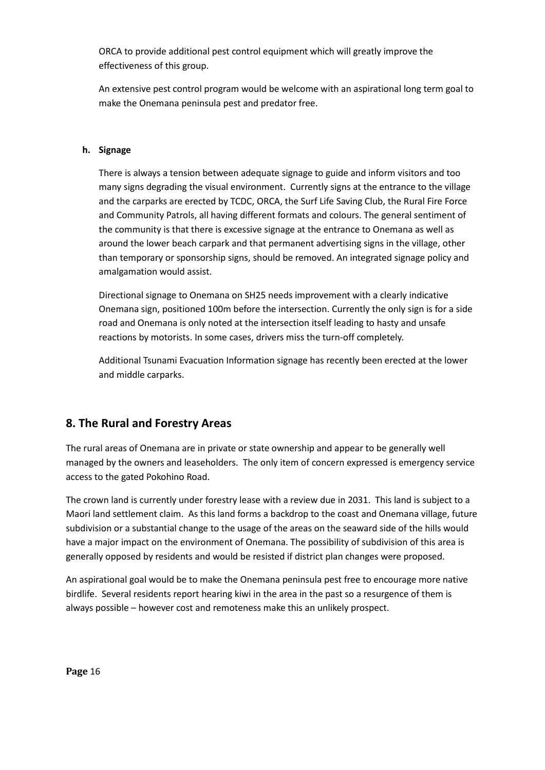ORCA to provide additional pest control equipment which will greatly improve the effectiveness of this group.

An extensive pest control program would be welcome with an aspirational long term goal to make the Onemana peninsula pest and predator free.

**h. Signage**

There is always a tension between adequate signage to guide and inform visitors and too many signs degrading the visual environment. Currently signs at the entrance to the village and the carparks are erected by TCDC, ORCA, the Surf Life Saving Club, the Rural Fire Force and Community Patrols, all having different formats and colours. The general sentiment of the community is that there is excessive signage at the entrance to Onemana as well as around the lower beach carpark and that permanent advertising signs in the village, other than temporary or sponsorship signs, should be removed. An integrated signage policy and amalgamation would assist.

Directional signage to Onemana on SH25 needs improvement with a clearly indicative Onemana sign, positioned 100m before the intersection. Currently the only sign is for a side road and Onemana is only noted at the intersection itself leading to hasty and unsafe reactions by motorists. In some cases, drivers miss the turn-off completely.

Additional Tsunami Evacuation Information signage has recently been erected at the lower and middle carparks.

## 8. The Rural and Forestry Areas

The rural areas of Onemana are in private or state ownership and appear to be generally well managed by the owners and leaseholders. The only item of concern expressed is emergency service access to the gated Pokohino Road.

The crown land is currently under forestry lease with a review due in 2031. This land is subject to a Maori land settlement claim. As this land forms a backdrop to the coast and Onemana village, future subdivision or a substantial change to the usage of the areas on the seaward side of the hills would have a major impact on the environment of Onemana. The possibility of subdivision of this area is generally opposed by residents and would be resisted if district plan changes were proposed.

An aspirational goal would be to make the Onemana peninsula pest free to encourage more native birdlife. Several residents report hearing kiwi in the area in the past so a resurgence of them is always possible – however cost and remoteness make this an unlikely prospect.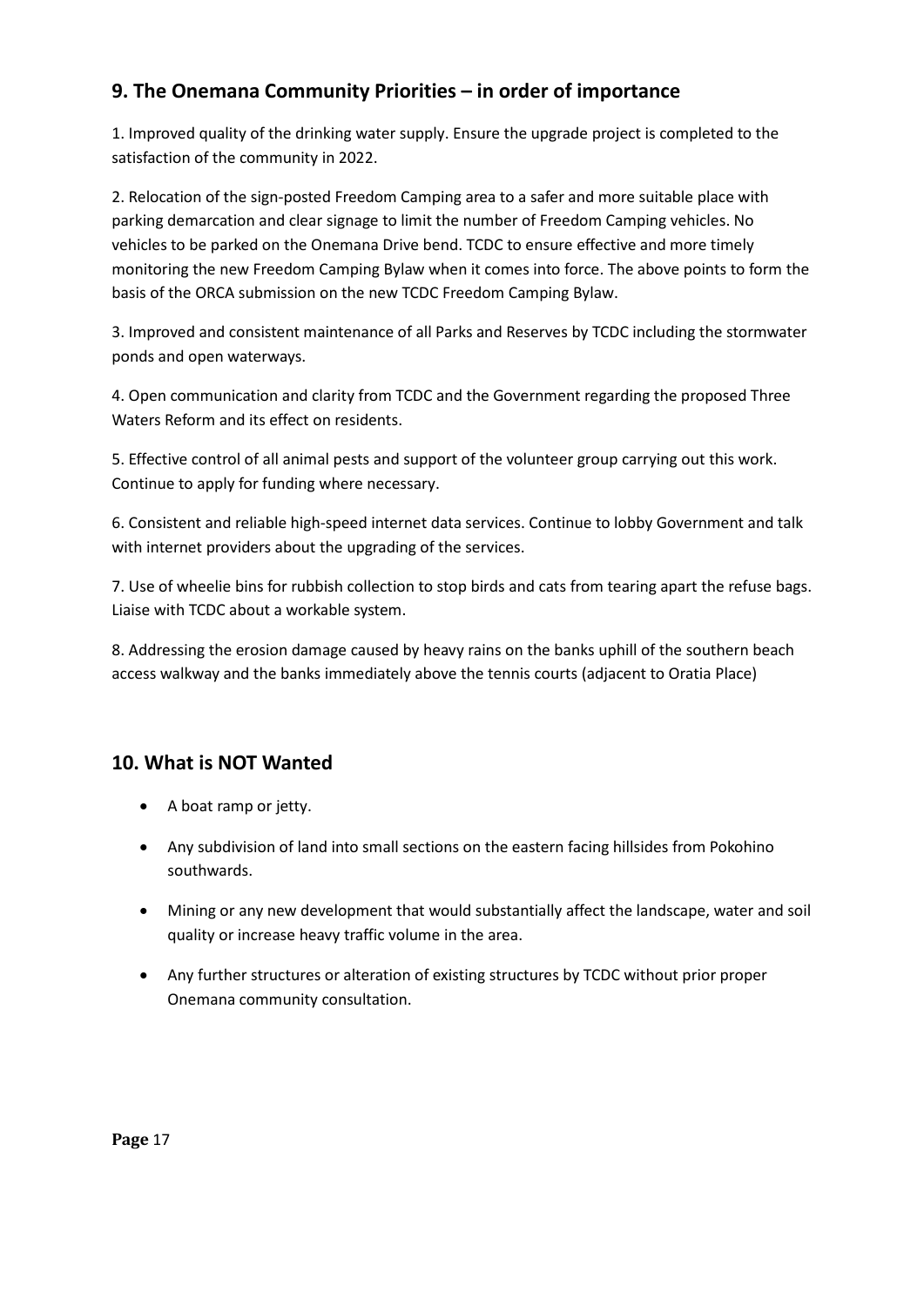## 9. The Onemana Community Priorities – in order of importance

1. Improved quality of the drinking water supply. Ensure the upgrade project is completed to the satisfaction of the community in 2022.

2. Relocation of the sign-posted Freedom Camping area to a safer and more suitable place with parking demarcation and clear signage to limit the number of Freedom Camping vehicles. No vehicles to be parked on the Onemana Drive bend. TCDC to ensure effective and more timely monitoring the new Freedom Camping Bylaw when it comes into force. The above points to form the basis of the ORCA submission on the new TCDC Freedom Camping Bylaw.

3. Improved and consistent maintenance of all Parks and Reserves by TCDC including the stormwater ponds and open waterways.

4. Open communication and clarity from TCDC and the Government regarding the proposed Three Waters Reform and its effect on residents.

5. Effective control of all animal pests and support of the volunteer group carrying out this work. Continue to apply for funding where necessary.

6. Consistent and reliable high-speed internet data services. Continue to lobby Government and talk with internet providers about the upgrading of the services.

7. Use of wheelie bins for rubbish collection to stop birds and cats from tearing apart the refuse bags. Liaise with TCDC about a workable system.

8. Addressing the erosion damage caused by heavy rains on the banks uphill of the southern beach access walkway and the banks immediately above the tennis courts (adjacent to Oratia Place)

## 10. What is NOT Wanted

- A boat ramp or jetty.
- Any subdivision of land into small sections on the eastern facing hillsides from Pokohino southwards.
- Mining or any new development that would substantially affect the landscape, water and soil quality or increase heavy traffic volume in the area.
- Any further structures or alteration of existing structures by TCDC without prior proper Onemana community consultation.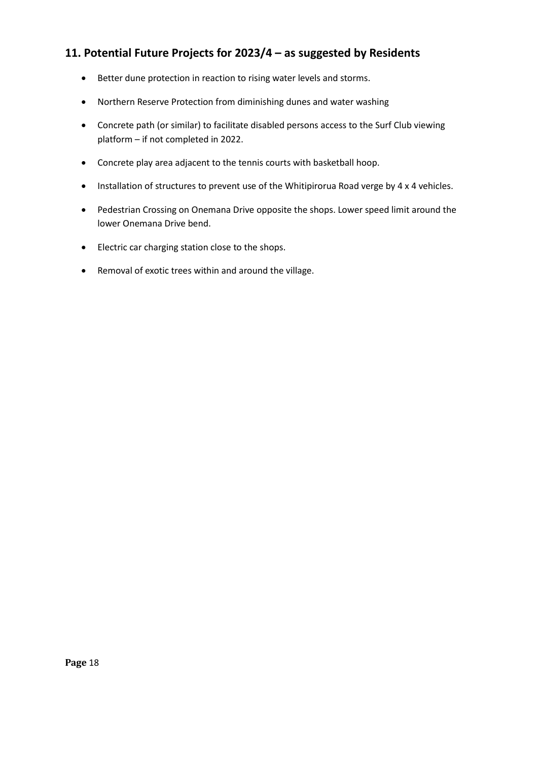## 11. Potential Future Projects for 2023/4 – as suggested by Residents

- Better dune protection in reaction to rising water levels and storms.
- Northern Reserve Protection from diminishing dunes and water washing
- Concrete path (or similar) to facilitate disabled persons access to the Surf Club viewing platform – if not completed in 2022.
- Concrete play area adjacent to the tennis courts with basketball hoop.
- Installation of structures to prevent use of the Whitipirorua Road verge by 4 x 4 vehicles.
- Pedestrian Crossing on Onemana Drive opposite the shops. Lower speed limit around the lower Onemana Drive bend.
- Electric car charging station close to the shops.
- Removal of exotic trees within and around the village.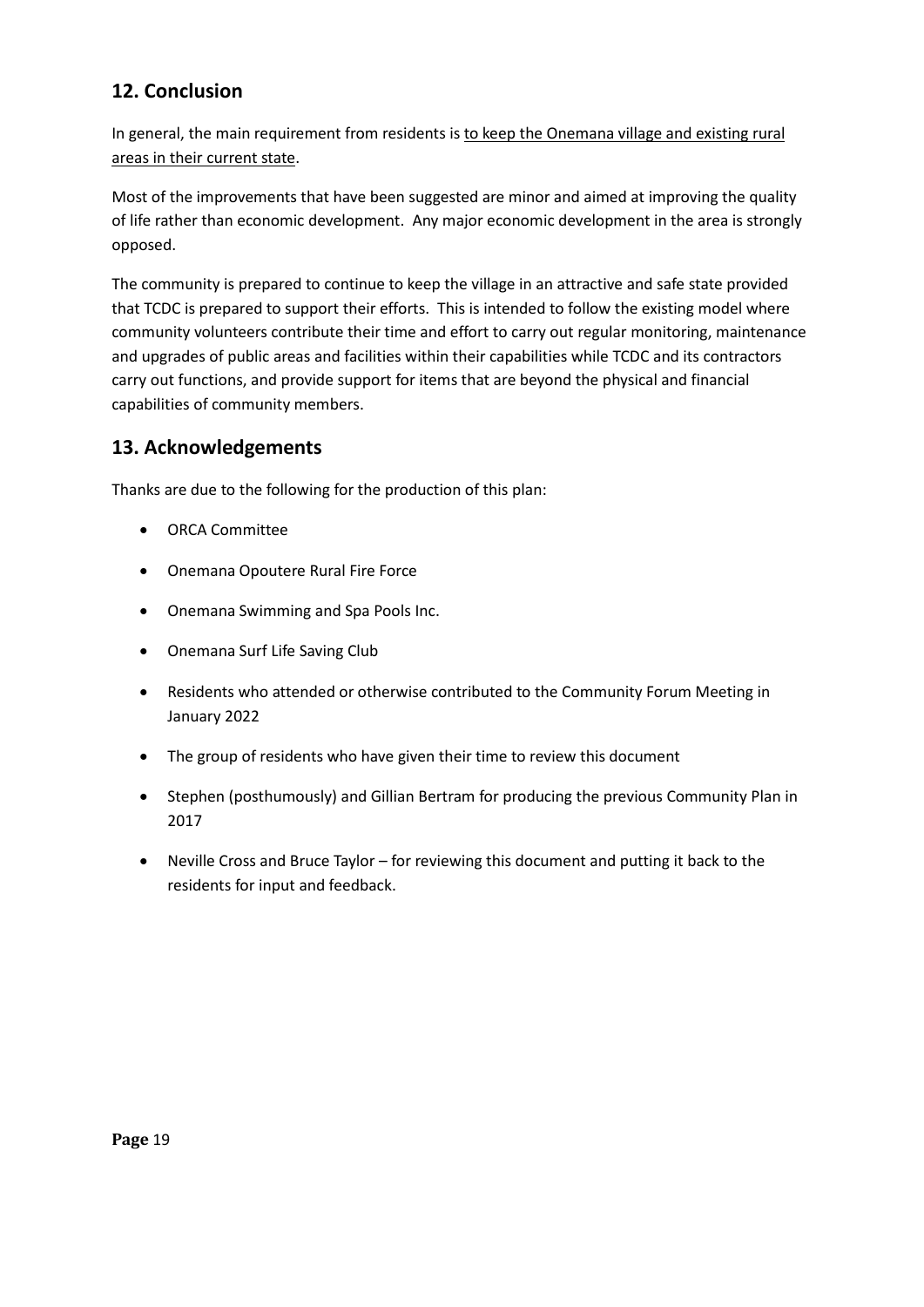## 12. Conclusion

In general, the main requirement from residents is to keep the Onemana village and existing rural areas in their current state.

Most of the improvements that have been suggested are minor and aimed at improving the quality of life rather than economic development. Any major economic development in the area is strongly opposed.

The community is prepared to continue to keep the village in an attractive and safe state provided that TCDC is prepared to support their efforts. This is intended to follow the existing model where community volunteers contribute their time and effort to carry out regular monitoring, maintenance and upgrades of public areas and facilities within their capabilities while TCDC and its contractors carry out functions, and provide support for items that are beyond the physical and financial capabilities of community members.

## 13. Acknowledgements

Thanks are due to the following for the production of this plan:

- ORCA Committee
- Onemana Opoutere Rural Fire Force
- Onemana Swimming and Spa Pools Inc.
- Onemana Surf Life Saving Club
- Residents who attended or otherwise contributed to the Community Forum Meeting in January 2022
- The group of residents who have given their time to review this document
- Stephen (posthumously) and Gillian Bertram for producing the previous Community Plan in 2017
- Neville Cross and Bruce Taylor – for reviewing this document and putting it back to the residents for input and feedback.